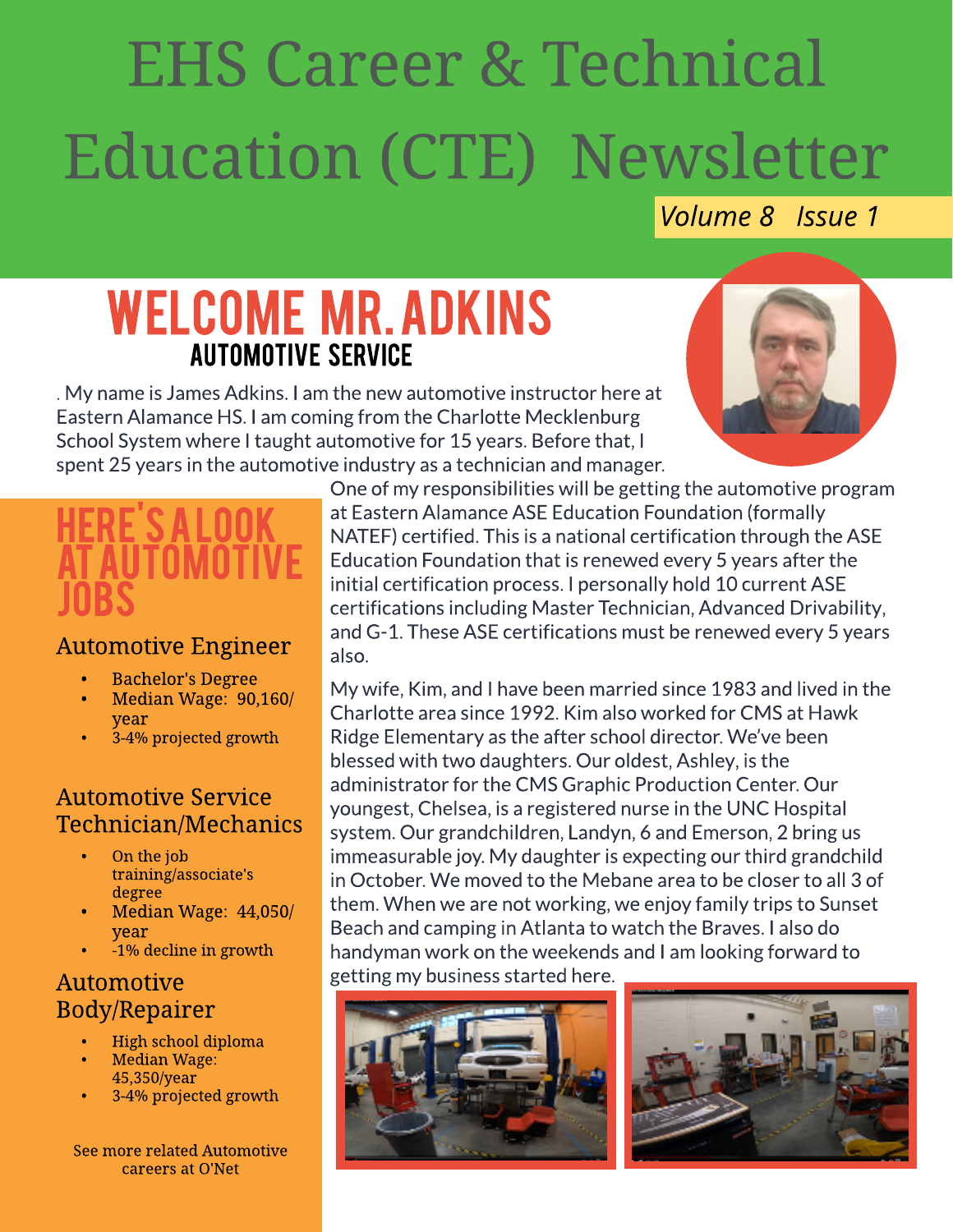# EHS Career & Technical Education (CTE) Newsletter

*Volume 8 Issue 1*

## WELCOME MR. ADKINS

### AUTOMOTIVE SERVICE

. My name is James Adkins. I am the new automotive instructor here at Eastern Alamance HS. I am coming from the Charlotte Mecklenburg School System where I taught automotive for 15 years. Before that, I spent 25 years in the automotive industry as a technician and manager. One of my responsibilities will be getting the automotive program at Eastern Alamance ASE Education Foundation (formally NATEF) certified. This is a national certification through the ASE Education Foundation that is renewed every 5 years after the initial certification process. I personally hold 10 current ASE certifications including Master Technician, Advanced Drivability, and G-1. These ASE certifications must be renewed every 5 years also.

My wife, Kim, and I have been married since 1983 and lived in the Charlotte area since 1992. Kim also worked for CMS at Hawk Ridge Elementary as the after school director. We've been blessed with two daughters. Our oldest, Ashley, is the administrator for the CMS Graphic Production Center. Our youngest, Chelsea, is a registered nurse in the UNC Hospital system. Our grandchildren, Landyn, 6 and Emerson, 2 bring us immeasurable joy. My daughter is expecting our third grandchild in October. We moved to the Mebane area to be closer to all 3 of them. When we are not working, we enjoy family trips to Sunset Beach and camping in Atlanta to watch the Braves. I also do handyman work on the weekends and I am looking forward to getting my business started here.

## HERE'S A LOOK AT AUTOMOTIVE JOBS

### Automotive Engineer

- Bachelor's Degree
- Median Wage: 90,160/year
- 3-4% projected growth

### Automotive Service Technician/Mechanics

- On the job training/associate's degree
- Median Wage: 44,050/year
- -1% decline in growth

### Automotive Body/Repairer

- High school diploma
- Median Wage: 45,350/year
- 3-4% projected growth

See more related Automotive careers at O'Net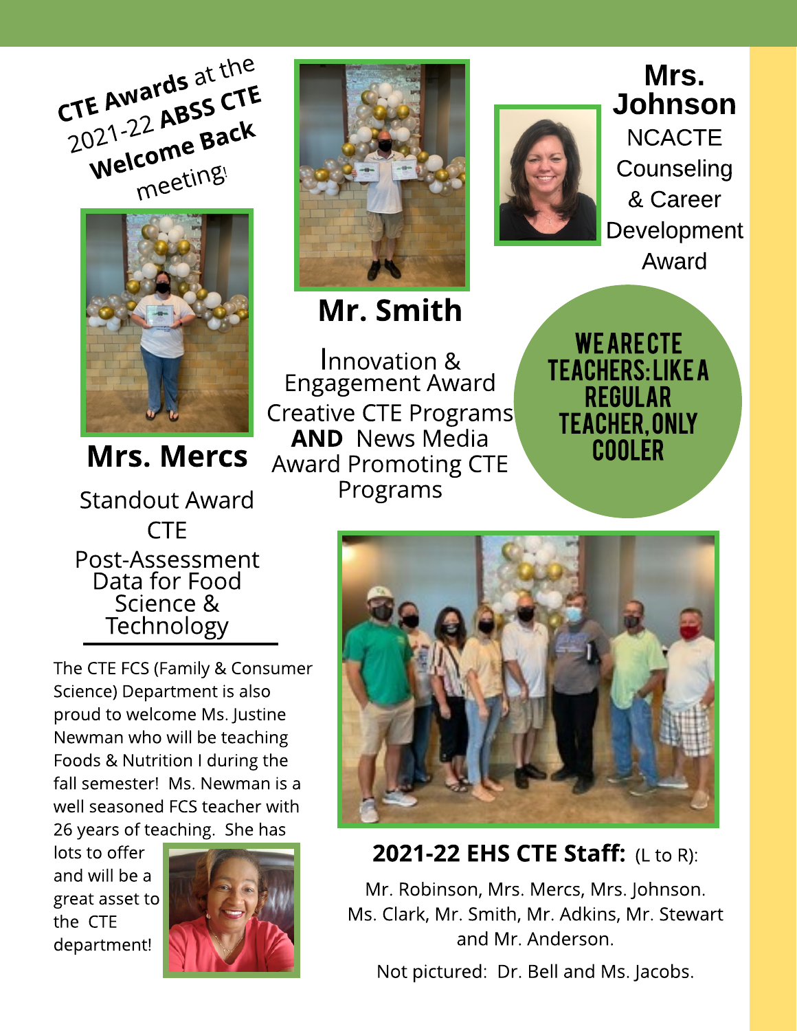**CTE Awards** at the 2021-22 **ABSS CTE Welcome Back** meeting!

## Mrs. Mercs

Standout Award CTE Post-Assessment Data for Food Science & Technology

## Mr. Smith

Innovation & Engagement Award Creative CTE Programs **AND** News Media Award Promoting CTE Programs

## Mrs. Johnson

NCACTE Counseling & Career Development Award

**WE ARE CTE TEACHERS: LIKE A REGULAR TEACHER, ONLY COOLER**

The CTE FCS (Family & Consumer Science) Department is also proud to welcome Ms. Justine Newman who will be teaching Foods & Nutrition I during the fall semester! Ms. Newman is a well seasoned FCS teacher with 26 years of teaching. She has lots to offer and will be a great asset to the CTE department!

**2021-22 EHS CTE Staff:** (L to R):

Mr. Robinson, Mrs. Mercs, Mrs. Johnson. Ms. Clark, Mr. Smith, Mr. Adkins, Mr. Stewart and Mr. Anderson.

Not pictured: Dr. Bell and Ms. Jacobs.